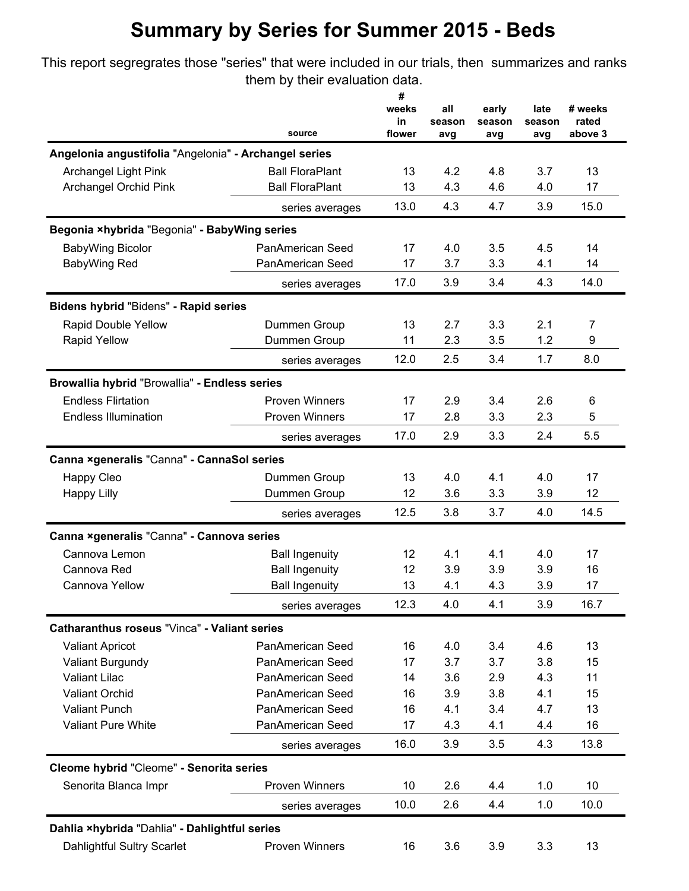# Summary by Series for Summer 2015 - Beds

This report segregrates those "series" that were included in our trials, then summarizes and ranks them by their evaluation data.

| | source | # weeks in flower | all season avg | early season avg | late season avg | # weeks rated above 3 |
|---|---|---|---|---|---|---|
| **Angelonia angustifolia "Angelonia" - Archangel series** | | | | | | |
| Archangel Light Pink | Ball FloraPlant | 13 | 4.2 | 4.8 | 3.7 | 13 |
| Archangel Orchid Pink | Ball FloraPlant | 13 | 4.3 | 4.6 | 4.0 | 17 |
| | series averages | 13.0 | 4.3 | 4.7 | 3.9 | 15.0 |
| **Begonia ×hybrida "Begonia" - BabyWing series** | | | | | | |
| BabyWing Bicolor | PanAmerican Seed | 17 | 4.0 | 3.5 | 4.5 | 14 |
| BabyWing Red | PanAmerican Seed | 17 | 3.7 | 3.3 | 4.1 | 14 |
| | series averages | 17.0 | 3.9 | 3.4 | 4.3 | 14.0 |
| **Bidens hybrid "Bidens" - Rapid series** | | | | | | |
| Rapid Double Yellow | Dummen Group | 13 | 2.7 | 3.3 | 2.1 | 7 |
| Rapid Yellow | Dummen Group | 11 | 2.3 | 3.5 | 1.2 | 9 |
| | series averages | 12.0 | 2.5 | 3.4 | 1.7 | 8.0 |
| **Browallia hybrid "Browallia" - Endless series** | | | | | | |
| Endless Flirtation | Proven Winners | 17 | 2.9 | 3.4 | 2.6 | 6 |
| Endless Illumination | Proven Winners | 17 | 2.8 | 3.3 | 2.3 | 5 |
| | series averages | 17.0 | 2.9 | 3.3 | 2.4 | 5.5 |
| **Canna ×generalis "Canna" - CannaSol series** | | | | | | |
| Happy Cleo | Dummen Group | 13 | 4.0 | 4.1 | 4.0 | 17 |
| Happy Lilly | Dummen Group | 12 | 3.6 | 3.3 | 3.9 | 12 |
| | series averages | 12.5 | 3.8 | 3.7 | 4.0 | 14.5 |
| **Canna ×generalis "Canna" - Cannova series** | | | | | | |
| Cannova Lemon | Ball Ingenuity | 12 | 4.1 | 4.1 | 4.0 | 17 |
| Cannova Red | Ball Ingenuity | 12 | 3.9 | 3.9 | 3.9 | 16 |
| Cannova Yellow | Ball Ingenuity | 13 | 4.1 | 4.3 | 3.9 | 17 |
| | series averages | 12.3 | 4.0 | 4.1 | 3.9 | 16.7 |
| **Catharanthus roseus "Vinca" - Valiant series** | | | | | | |
| Valiant Apricot | PanAmerican Seed | 16 | 4.0 | 3.4 | 4.6 | 13 |
| Valiant Burgundy | PanAmerican Seed | 17 | 3.7 | 3.7 | 3.8 | 15 |
| Valiant Lilac | PanAmerican Seed | 14 | 3.6 | 2.9 | 4.3 | 11 |
| Valiant Orchid | PanAmerican Seed | 16 | 3.9 | 3.8 | 4.1 | 15 |
| Valiant Punch | PanAmerican Seed | 16 | 4.1 | 3.4 | 4.7 | 13 |
| Valiant Pure White | PanAmerican Seed | 17 | 4.3 | 4.1 | 4.4 | 16 |
| | series averages | 16.0 | 3.9 | 3.5 | 4.3 | 13.8 |
| **Cleome hybrid "Cleome" - Senorita series** | | | | | | |
| Senorita Blanca Impr | Proven Winners | 10 | 2.6 | 4.4 | 1.0 | 10 |
| | series averages | 10.0 | 2.6 | 4.4 | 1.0 | 10.0 |
| **Dahlia ×hybrida "Dahlia" - Dahlightful series** | | | | | | |
| Dahlightful Sultry Scarlet | Proven Winners | 16 | 3.6 | 3.9 | 3.3 | 13 |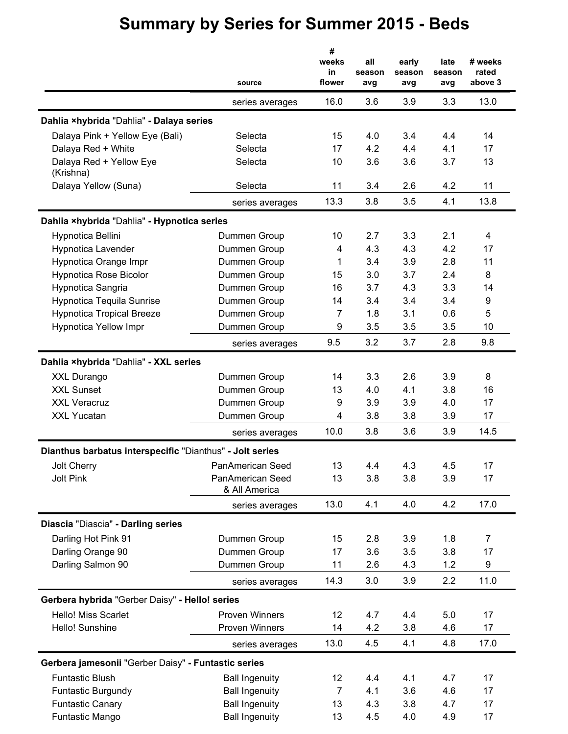# Summary by Series for Summer 2015 - Beds

| | source | # weeks in flower | all season avg | early season avg | late season avg | # weeks rated above 3 |
|---|---|---|---|---|---|---|
| | series averages | 16.0 | 3.6 | 3.9 | 3.3 | 13.0 |
| **Dahlia ×hybrida "Dahlia" - Dalaya series** | | | | | | |
| Dalaya Pink + Yellow Eye (Bali) | Selecta | 15 | 4.0 | 3.4 | 4.4 | 14 |
| Dalaya Red + White | Selecta | 17 | 4.2 | 4.4 | 4.1 | 17 |
| Dalaya Red + Yellow Eye (Krishna) | Selecta | 10 | 3.6 | 3.6 | 3.7 | 13 |
| Dalaya Yellow (Suna) | Selecta | 11 | 3.4 | 2.6 | 4.2 | 11 |
| | series averages | 13.3 | 3.8 | 3.5 | 4.1 | 13.8 |
| **Dahlia ×hybrida "Dahlia" - Hypnotica series** | | | | | | |
| Hypnotica Bellini | Dummen Group | 10 | 2.7 | 3.3 | 2.1 | 4 |
| Hypnotica Lavender | Dummen Group | 4 | 4.3 | 4.3 | 4.2 | 17 |
| Hypnotica Orange Impr | Dummen Group | 1 | 3.4 | 3.9 | 2.8 | 11 |
| Hypnotica Rose Bicolor | Dummen Group | 15 | 3.0 | 3.7 | 2.4 | 8 |
| Hypnotica Sangria | Dummen Group | 16 | 3.7 | 4.3 | 3.3 | 14 |
| Hypnotica Tequila Sunrise | Dummen Group | 14 | 3.4 | 3.4 | 3.4 | 9 |
| Hypnotica Tropical Breeze | Dummen Group | 7 | 1.8 | 3.1 | 0.6 | 5 |
| Hypnotica Yellow Impr | Dummen Group | 9 | 3.5 | 3.5 | 3.5 | 10 |
| | series averages | 9.5 | 3.2 | 3.7 | 2.8 | 9.8 |
| **Dahlia ×hybrida "Dahlia" - XXL series** | | | | | | |
| XXL Durango | Dummen Group | 14 | 3.3 | 2.6 | 3.9 | 8 |
| XXL Sunset | Dummen Group | 13 | 4.0 | 4.1 | 3.8 | 16 |
| XXL Veracruz | Dummen Group | 9 | 3.9 | 3.9 | 4.0 | 17 |
| XXL Yucatan | Dummen Group | 4 | 3.8 | 3.8 | 3.9 | 17 |
| | series averages | 10.0 | 3.8 | 3.6 | 3.9 | 14.5 |
| **Dianthus barbatus interspecific "Dianthus" - Jolt series** | | | | | | |
| Jolt Cherry | PanAmerican Seed | 13 | 4.4 | 4.3 | 4.5 | 17 |
| Jolt Pink | PanAmerican Seed & All America | 13 | 3.8 | 3.8 | 3.9 | 17 |
| | series averages | 13.0 | 4.1 | 4.0 | 4.2 | 17.0 |
| **Diascia "Diascia" - Darling series** | | | | | | |
| Darling Hot Pink 91 | Dummen Group | 15 | 2.8 | 3.9 | 1.8 | 7 |
| Darling Orange 90 | Dummen Group | 17 | 3.6 | 3.5 | 3.8 | 17 |
| Darling Salmon 90 | Dummen Group | 11 | 2.6 | 4.3 | 1.2 | 9 |
| | series averages | 14.3 | 3.0 | 3.9 | 2.2 | 11.0 |
| **Gerbera hybrida "Gerber Daisy" - Hello! series** | | | | | | |
| Hello! Miss Scarlet | Proven Winners | 12 | 4.7 | 4.4 | 5.0 | 17 |
| Hello! Sunshine | Proven Winners | 14 | 4.2 | 3.8 | 4.6 | 17 |
| | series averages | 13.0 | 4.5 | 4.1 | 4.8 | 17.0 |
| **Gerbera jamesonii "Gerber Daisy" - Funtastic series** | | | | | | |
| Funtastic Blush | Ball Ingenuity | 12 | 4.4 | 4.1 | 4.7 | 17 |
| Funtastic Burgundy | Ball Ingenuity | 7 | 4.1 | 3.6 | 4.6 | 17 |
| Funtastic Canary | Ball Ingenuity | 13 | 4.3 | 3.8 | 4.7 | 17 |
| Funtastic Mango | Ball Ingenuity | 13 | 4.5 | 4.0 | 4.9 | 17 |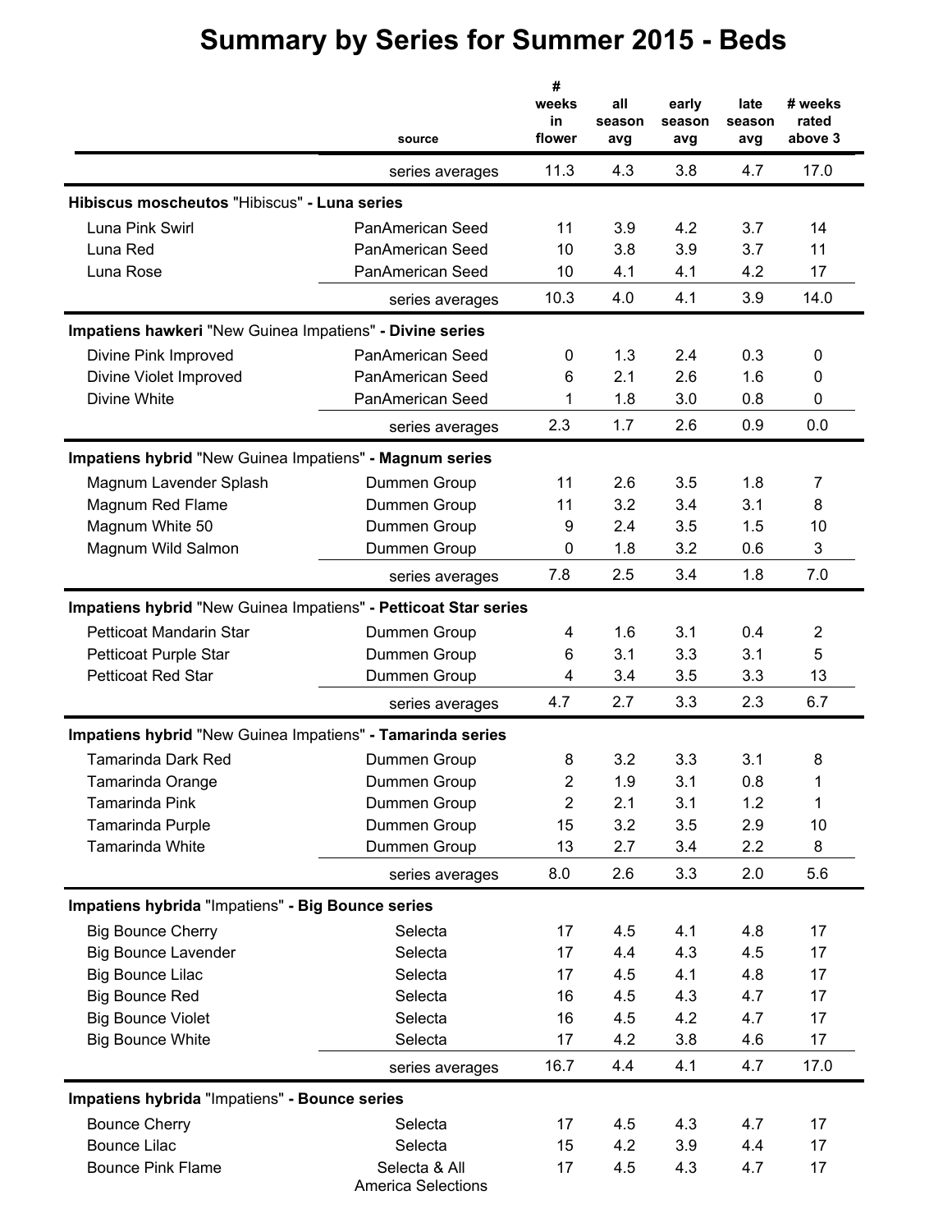# Summary by Series for Summer 2015 - Beds

| | source | # weeks in flower | all season avg | early season avg | late season avg | # weeks rated above 3 |
|---|---|---|---|---|---|---|
| | series averages | 11.3 | 4.3 | 3.8 | 4.7 | 17.0 |
| **Hibiscus moscheutos** "Hibiscus" **- Luna series** | | | | | | |
| Luna Pink Swirl | PanAmerican Seed | 11 | 3.9 | 4.2 | 3.7 | 14 |
| Luna Red | PanAmerican Seed | 10 | 3.8 | 3.9 | 3.7 | 11 |
| Luna Rose | PanAmerican Seed | 10 | 4.1 | 4.1 | 4.2 | 17 |
| | series averages | 10.3 | 4.0 | 4.1 | 3.9 | 14.0 |
| **Impatiens hawkeri** "New Guinea Impatiens" **- Divine series** | | | | | | |
| Divine Pink Improved | PanAmerican Seed | 0 | 1.3 | 2.4 | 0.3 | 0 |
| Divine Violet Improved | PanAmerican Seed | 6 | 2.1 | 2.6 | 1.6 | 0 |
| Divine White | PanAmerican Seed | 1 | 1.8 | 3.0 | 0.8 | 0 |
| | series averages | 2.3 | 1.7 | 2.6 | 0.9 | 0.0 |
| **Impatiens hybrid** "New Guinea Impatiens" **- Magnum series** | | | | | | |
| Magnum Lavender Splash | Dummen Group | 11 | 2.6 | 3.5 | 1.8 | 7 |
| Magnum Red Flame | Dummen Group | 11 | 3.2 | 3.4 | 3.1 | 8 |
| Magnum White 50 | Dummen Group | 9 | 2.4 | 3.5 | 1.5 | 10 |
| Magnum Wild Salmon | Dummen Group | 0 | 1.8 | 3.2 | 0.6 | 3 |
| | series averages | 7.8 | 2.5 | 3.4 | 1.8 | 7.0 |
| **Impatiens hybrid** "New Guinea Impatiens" **- Petticoat Star series** | | | | | | |
| Petticoat Mandarin Star | Dummen Group | 4 | 1.6 | 3.1 | 0.4 | 2 |
| Petticoat Purple Star | Dummen Group | 6 | 3.1 | 3.3 | 3.1 | 5 |
| Petticoat Red Star | Dummen Group | 4 | 3.4 | 3.5 | 3.3 | 13 |
| | series averages | 4.7 | 2.7 | 3.3 | 2.3 | 6.7 |
| **Impatiens hybrid** "New Guinea Impatiens" **- Tamarinda series** | | | | | | |
| Tamarinda Dark Red | Dummen Group | 8 | 3.2 | 3.3 | 3.1 | 8 |
| Tamarinda Orange | Dummen Group | 2 | 1.9 | 3.1 | 0.8 | 1 |
| Tamarinda Pink | Dummen Group | 2 | 2.1 | 3.1 | 1.2 | 1 |
| Tamarinda Purple | Dummen Group | 15 | 3.2 | 3.5 | 2.9 | 10 |
| Tamarinda White | Dummen Group | 13 | 2.7 | 3.4 | 2.2 | 8 |
| | series averages | 8.0 | 2.6 | 3.3 | 2.0 | 5.6 |
| **Impatiens hybrida** "Impatiens" **- Big Bounce series** | | | | | | |
| Big Bounce Cherry | Selecta | 17 | 4.5 | 4.1 | 4.8 | 17 |
| Big Bounce Lavender | Selecta | 17 | 4.4 | 4.3 | 4.5 | 17 |
| Big Bounce Lilac | Selecta | 17 | 4.5 | 4.1 | 4.8 | 17 |
| Big Bounce Red | Selecta | 16 | 4.5 | 4.3 | 4.7 | 17 |
| Big Bounce Violet | Selecta | 16 | 4.5 | 4.2 | 4.7 | 17 |
| Big Bounce White | Selecta | 17 | 4.2 | 3.8 | 4.6 | 17 |
| | series averages | 16.7 | 4.4 | 4.1 | 4.7 | 17.0 |
| **Impatiens hybrida** "Impatiens" **- Bounce series** | | | | | | |
| Bounce Cherry | Selecta | 17 | 4.5 | 4.3 | 4.7 | 17 |
| Bounce Lilac | Selecta | 15 | 4.2 | 3.9 | 4.4 | 17 |
| Bounce Pink Flame | Selecta & All America Selections | 17 | 4.5 | 4.3 | 4.7 | 17 |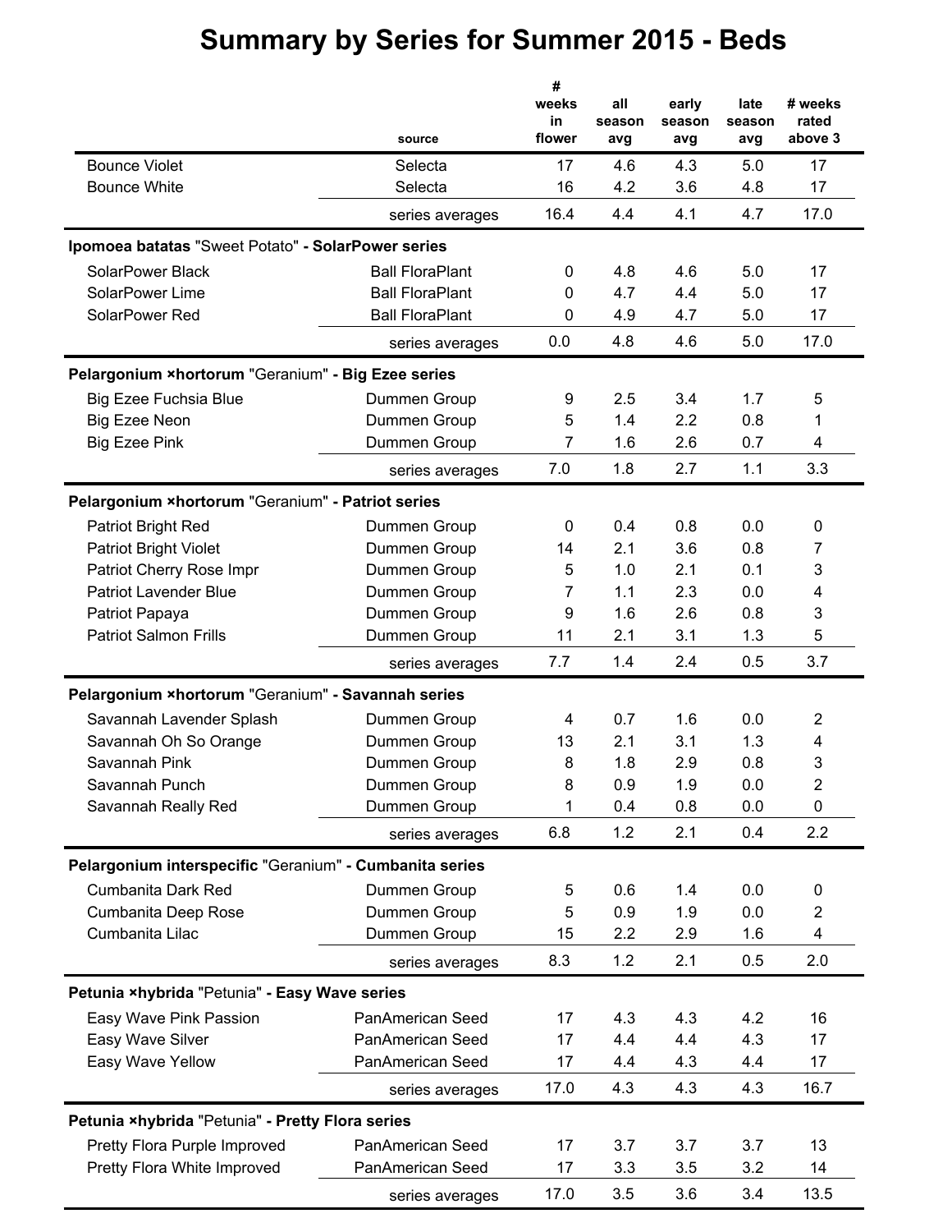# Summary by Series for Summer 2015 - Beds

| | source | # weeks in flower | all season avg | early season avg | late season avg | # weeks rated above 3 |
|---|---|---|---|---|---|---|
| Bounce Violet | Selecta | 17 | 4.6 | 4.3 | 5.0 | 17 |
| Bounce White | Selecta | 16 | 4.2 | 3.6 | 4.8 | 17 |
| | series averages | 16.4 | 4.4 | 4.1 | 4.7 | 17.0 |
| ***Ipomoea batatas* "Sweet Potato" - SolarPower series** | | | | | | |
| SolarPower Black | Ball FloraPlant | 0 | 4.8 | 4.6 | 5.0 | 17 |
| SolarPower Lime | Ball FloraPlant | 0 | 4.7 | 4.4 | 5.0 | 17 |
| SolarPower Red | Ball FloraPlant | 0 | 4.9 | 4.7 | 5.0 | 17 |
| | series averages | 0.0 | 4.8 | 4.6 | 5.0 | 17.0 |
| ***Pelargonium ×hortorum* "Geranium" - Big Ezee series** | | | | | | |
| Big Ezee Fuchsia Blue | Dummen Group | 9 | 2.5 | 3.4 | 1.7 | 5 |
| Big Ezee Neon | Dummen Group | 5 | 1.4 | 2.2 | 0.8 | 1 |
| Big Ezee Pink | Dummen Group | 7 | 1.6 | 2.6 | 0.7 | 4 |
| | series averages | 7.0 | 1.8 | 2.7 | 1.1 | 3.3 |
| ***Pelargonium ×hortorum* "Geranium" - Patriot series** | | | | | | |
| Patriot Bright Red | Dummen Group | 0 | 0.4 | 0.8 | 0.0 | 0 |
| Patriot Bright Violet | Dummen Group | 14 | 2.1 | 3.6 | 0.8 | 7 |
| Patriot Cherry Rose Impr | Dummen Group | 5 | 1.0 | 2.1 | 0.1 | 3 |
| Patriot Lavender Blue | Dummen Group | 7 | 1.1 | 2.3 | 0.0 | 4 |
| Patriot Papaya | Dummen Group | 9 | 1.6 | 2.6 | 0.8 | 3 |
| Patriot Salmon Frills | Dummen Group | 11 | 2.1 | 3.1 | 1.3 | 5 |
| | series averages | 7.7 | 1.4 | 2.4 | 0.5 | 3.7 |
| ***Pelargonium ×hortorum* "Geranium" - Savannah series** | | | | | | |
| Savannah Lavender Splash | Dummen Group | 4 | 0.7 | 1.6 | 0.0 | 2 |
| Savannah Oh So Orange | Dummen Group | 13 | 2.1 | 3.1 | 1.3 | 4 |
| Savannah Pink | Dummen Group | 8 | 1.8 | 2.9 | 0.8 | 3 |
| Savannah Punch | Dummen Group | 8 | 0.9 | 1.9 | 0.0 | 2 |
| Savannah Really Red | Dummen Group | 1 | 0.4 | 0.8 | 0.0 | 0 |
| | series averages | 6.8 | 1.2 | 2.1 | 0.4 | 2.2 |
| ***Pelargonium interspecific* "Geranium" - Cumbanita series** | | | | | | |
| Cumbanita Dark Red | Dummen Group | 5 | 0.6 | 1.4 | 0.0 | 0 |
| Cumbanita Deep Rose | Dummen Group | 5 | 0.9 | 1.9 | 0.0 | 2 |
| Cumbanita Lilac | Dummen Group | 15 | 2.2 | 2.9 | 1.6 | 4 |
| | series averages | 8.3 | 1.2 | 2.1 | 0.5 | 2.0 |
| ***Petunia ×hybrida* "Petunia" - Easy Wave series** | | | | | | |
| Easy Wave Pink Passion | PanAmerican Seed | 17 | 4.3 | 4.3 | 4.2 | 16 |
| Easy Wave Silver | PanAmerican Seed | 17 | 4.4 | 4.4 | 4.3 | 17 |
| Easy Wave Yellow | PanAmerican Seed | 17 | 4.4 | 4.3 | 4.4 | 17 |
| | series averages | 17.0 | 4.3 | 4.3 | 4.3 | 16.7 |
| ***Petunia ×hybrida* "Petunia" - Pretty Flora series** | | | | | | |
| Pretty Flora Purple Improved | PanAmerican Seed | 17 | 3.7 | 3.7 | 3.7 | 13 |
| Pretty Flora White Improved | PanAmerican Seed | 17 | 3.3 | 3.5 | 3.2 | 14 |
| | series averages | 17.0 | 3.5 | 3.6 | 3.4 | 13.5 |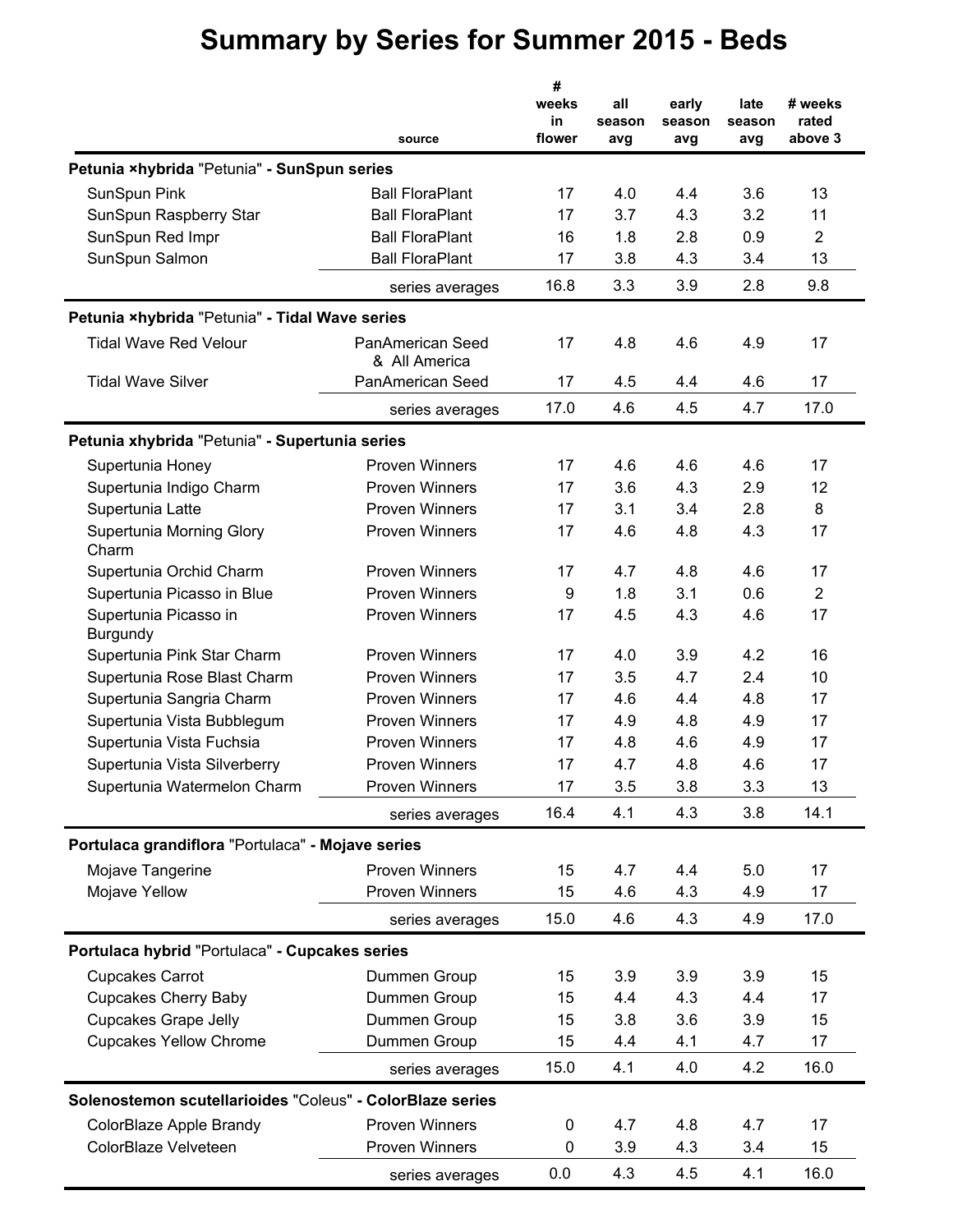# Summary by Series for Summer 2015 - Beds

| | source | # weeks in flower | all season avg | early season avg | late season avg | # weeks rated above 3 |
|---|---|---|---|---|---|---|
| **Petunia ×hybrida "Petunia" - SunSpun series** | | | | | | |
| SunSpun Pink | Ball FloraPlant | 17 | 4.0 | 4.4 | 3.6 | 13 |
| SunSpun Raspberry Star | Ball FloraPlant | 17 | 3.7 | 4.3 | 3.2 | 11 |
| SunSpun Red Impr | Ball FloraPlant | 16 | 1.8 | 2.8 | 0.9 | 2 |
| SunSpun Salmon | Ball FloraPlant | 17 | 3.8 | 4.3 | 3.4 | 13 |
| | series averages | 16.8 | 3.3 | 3.9 | 2.8 | 9.8 |
| **Petunia ×hybrida "Petunia" - Tidal Wave series** | | | | | | |
| Tidal Wave Red Velour | PanAmerican Seed & All America | 17 | 4.8 | 4.6 | 4.9 | 17 |
| Tidal Wave Silver | PanAmerican Seed | 17 | 4.5 | 4.4 | 4.6 | 17 |
| | series averages | 17.0 | 4.6 | 4.5 | 4.7 | 17.0 |
| **Petunia xhybrida "Petunia" - Supertunia series** | | | | | | |
| Supertunia Honey | Proven Winners | 17 | 4.6 | 4.6 | 4.6 | 17 |
| Supertunia Indigo Charm | Proven Winners | 17 | 3.6 | 4.3 | 2.9 | 12 |
| Supertunia Latte | Proven Winners | 17 | 3.1 | 3.4 | 2.8 | 8 |
| Supertunia Morning Glory Charm | Proven Winners | 17 | 4.6 | 4.8 | 4.3 | 17 |
| Supertunia Orchid Charm | Proven Winners | 17 | 4.7 | 4.8 | 4.6 | 17 |
| Supertunia Picasso in Blue | Proven Winners | 9 | 1.8 | 3.1 | 0.6 | 2 |
| Supertunia Picasso in Burgundy | Proven Winners | 17 | 4.5 | 4.3 | 4.6 | 17 |
| Supertunia Pink Star Charm | Proven Winners | 17 | 4.0 | 3.9 | 4.2 | 16 |
| Supertunia Rose Blast Charm | Proven Winners | 17 | 3.5 | 4.7 | 2.4 | 10 |
| Supertunia Sangria Charm | Proven Winners | 17 | 4.6 | 4.4 | 4.8 | 17 |
| Supertunia Vista Bubblegum | Proven Winners | 17 | 4.9 | 4.8 | 4.9 | 17 |
| Supertunia Vista Fuchsia | Proven Winners | 17 | 4.8 | 4.6 | 4.9 | 17 |
| Supertunia Vista Silverberry | Proven Winners | 17 | 4.7 | 4.8 | 4.6 | 17 |
| Supertunia Watermelon Charm | Proven Winners | 17 | 3.5 | 3.8 | 3.3 | 13 |
| | series averages | 16.4 | 4.1 | 4.3 | 3.8 | 14.1 |
| **Portulaca grandiflora "Portulaca" - Mojave series** | | | | | | |
| Mojave Tangerine | Proven Winners | 15 | 4.7 | 4.4 | 5.0 | 17 |
| Mojave Yellow | Proven Winners | 15 | 4.6 | 4.3 | 4.9 | 17 |
| | series averages | 15.0 | 4.6 | 4.3 | 4.9 | 17.0 |
| **Portulaca hybrid "Portulaca" - Cupcakes series** | | | | | | |
| Cupcakes Carrot | Dummen Group | 15 | 3.9 | 3.9 | 3.9 | 15 |
| Cupcakes Cherry Baby | Dummen Group | 15 | 4.4 | 4.3 | 4.4 | 17 |
| Cupcakes Grape Jelly | Dummen Group | 15 | 3.8 | 3.6 | 3.9 | 15 |
| Cupcakes Yellow Chrome | Dummen Group | 15 | 4.4 | 4.1 | 4.7 | 17 |
| | series averages | 15.0 | 4.1 | 4.0 | 4.2 | 16.0 |
| **Solenostemon scutellarioides "Coleus" - ColorBlaze series** | | | | | | |
| ColorBlaze Apple Brandy | Proven Winners | 0 | 4.7 | 4.8 | 4.7 | 17 |
| ColorBlaze Velveteen | Proven Winners | 0 | 3.9 | 4.3 | 3.4 | 15 |
| | series averages | 0.0 | 4.3 | 4.5 | 4.1 | 16.0 |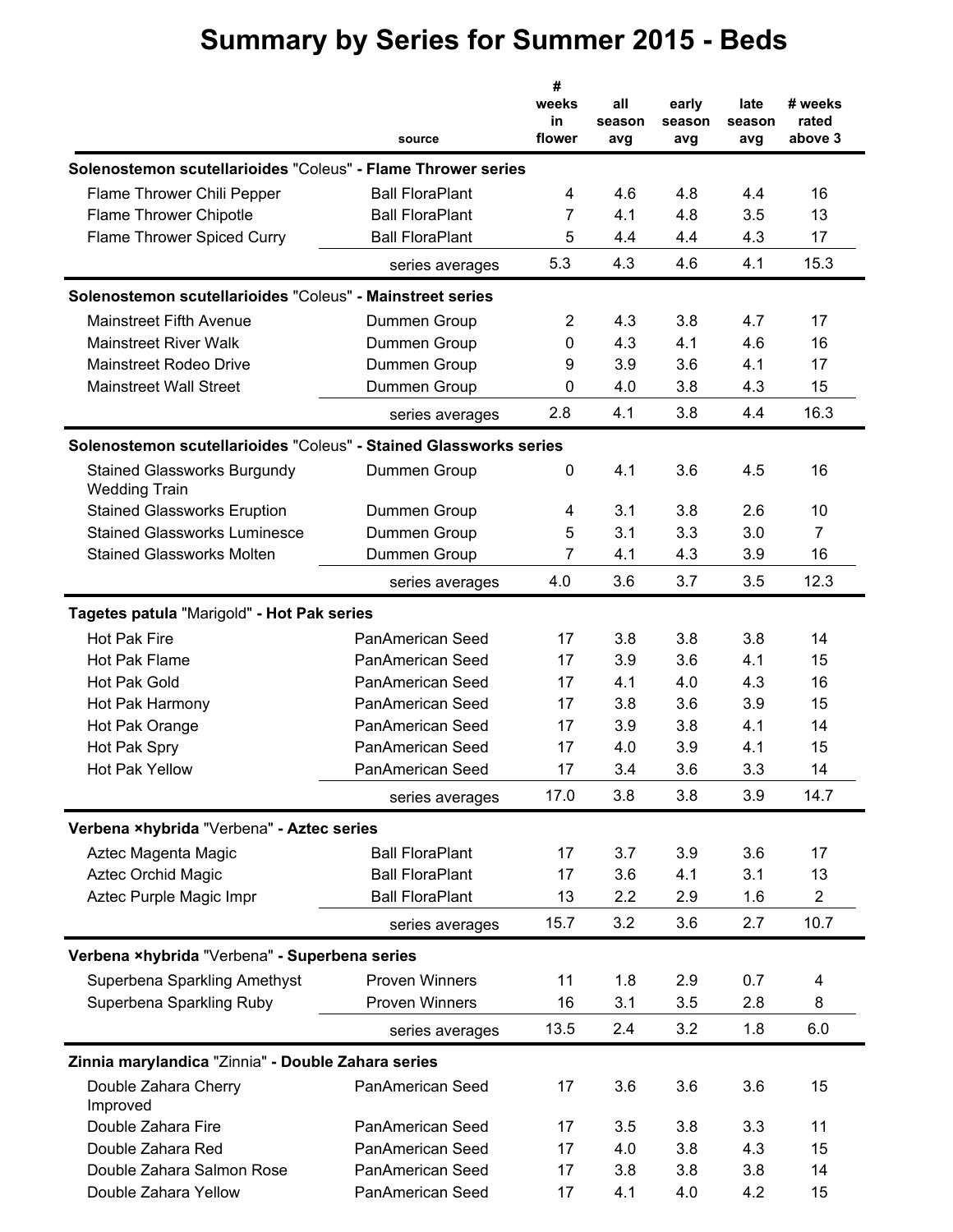# Summary by Series for Summer 2015 - Beds

| | source | # weeks in flower | all season avg | early season avg | late season avg | # weeks rated above 3 |
|---|---|---|---|---|---|---|
| **Solenostemon scutellarioides "Coleus" - Flame Thrower series** | | | | | | |
| Flame Thrower Chili Pepper | Ball FloraPlant | 4 | 4.6 | 4.8 | 4.4 | 16 |
| Flame Thrower Chipotle | Ball FloraPlant | 7 | 4.1 | 4.8 | 3.5 | 13 |
| Flame Thrower Spiced Curry | Ball FloraPlant | 5 | 4.4 | 4.4 | 4.3 | 17 |
| | series averages | 5.3 | 4.3 | 4.6 | 4.1 | 15.3 |
| **Solenostemon scutellarioides "Coleus" - Mainstreet series** | | | | | | |
| Mainstreet Fifth Avenue | Dummen Group | 2 | 4.3 | 3.8 | 4.7 | 17 |
| Mainstreet River Walk | Dummen Group | 0 | 4.3 | 4.1 | 4.6 | 16 |
| Mainstreet Rodeo Drive | Dummen Group | 9 | 3.9 | 3.6 | 4.1 | 17 |
| Mainstreet Wall Street | Dummen Group | 0 | 4.0 | 3.8 | 4.3 | 15 |
| | series averages | 2.8 | 4.1 | 3.8 | 4.4 | 16.3 |
| **Solenostemon scutellarioides "Coleus" - Stained Glassworks series** | | | | | | |
| Stained Glassworks Burgundy Wedding Train | Dummen Group | 0 | 4.1 | 3.6 | 4.5 | 16 |
| Stained Glassworks Eruption | Dummen Group | 4 | 3.1 | 3.8 | 2.6 | 10 |
| Stained Glassworks Luminesce | Dummen Group | 5 | 3.1 | 3.3 | 3.0 | 7 |
| Stained Glassworks Molten | Dummen Group | 7 | 4.1 | 4.3 | 3.9 | 16 |
| | series averages | 4.0 | 3.6 | 3.7 | 3.5 | 12.3 |
| **Tagetes patula "Marigold" - Hot Pak series** | | | | | | |
| Hot Pak Fire | PanAmerican Seed | 17 | 3.8 | 3.8 | 3.8 | 14 |
| Hot Pak Flame | PanAmerican Seed | 17 | 3.9 | 3.6 | 4.1 | 15 |
| Hot Pak Gold | PanAmerican Seed | 17 | 4.1 | 4.0 | 4.3 | 16 |
| Hot Pak Harmony | PanAmerican Seed | 17 | 3.8 | 3.6 | 3.9 | 15 |
| Hot Pak Orange | PanAmerican Seed | 17 | 3.9 | 3.8 | 4.1 | 14 |
| Hot Pak Spry | PanAmerican Seed | 17 | 4.0 | 3.9 | 4.1 | 15 |
| Hot Pak Yellow | PanAmerican Seed | 17 | 3.4 | 3.6 | 3.3 | 14 |
| | series averages | 17.0 | 3.8 | 3.8 | 3.9 | 14.7 |
| **Verbena ×hybrida "Verbena" - Aztec series** | | | | | | |
| Aztec Magenta Magic | Ball FloraPlant | 17 | 3.7 | 3.9 | 3.6 | 17 |
| Aztec Orchid Magic | Ball FloraPlant | 17 | 3.6 | 4.1 | 3.1 | 13 |
| Aztec Purple Magic Impr | Ball FloraPlant | 13 | 2.2 | 2.9 | 1.6 | 2 |
| | series averages | 15.7 | 3.2 | 3.6 | 2.7 | 10.7 |
| **Verbena ×hybrida "Verbena" - Superbena series** | | | | | | |
| Superbena Sparkling Amethyst | Proven Winners | 11 | 1.8 | 2.9 | 0.7 | 4 |
| Superbena Sparkling Ruby | Proven Winners | 16 | 3.1 | 3.5 | 2.8 | 8 |
| | series averages | 13.5 | 2.4 | 3.2 | 1.8 | 6.0 |
| **Zinnia marylandica "Zinnia" - Double Zahara series** | | | | | | |
| Double Zahara Cherry Improved | PanAmerican Seed | 17 | 3.6 | 3.6 | 3.6 | 15 |
| Double Zahara Fire | PanAmerican Seed | 17 | 3.5 | 3.8 | 3.3 | 11 |
| Double Zahara Red | PanAmerican Seed | 17 | 4.0 | 3.8 | 4.3 | 15 |
| Double Zahara Salmon Rose | PanAmerican Seed | 17 | 3.8 | 3.8 | 3.8 | 14 |
| Double Zahara Yellow | PanAmerican Seed | 17 | 4.1 | 4.0 | 4.2 | 15 |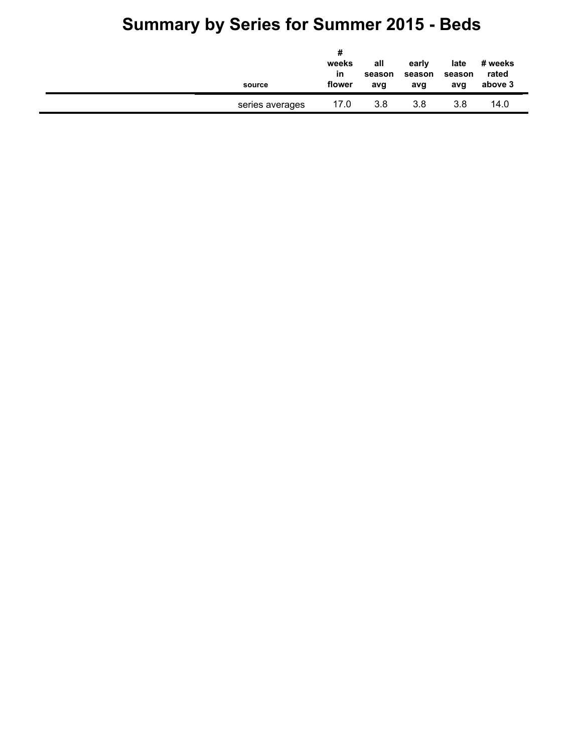# Summary by Series for Summer 2015 - Beds

| source | # weeks in flower | all season avg | early season avg | late season avg | # weeks rated above 3 |
|---|---|---|---|---|---|
| series averages | 17.0 | 3.8 | 3.8 | 3.8 | 14.0 |